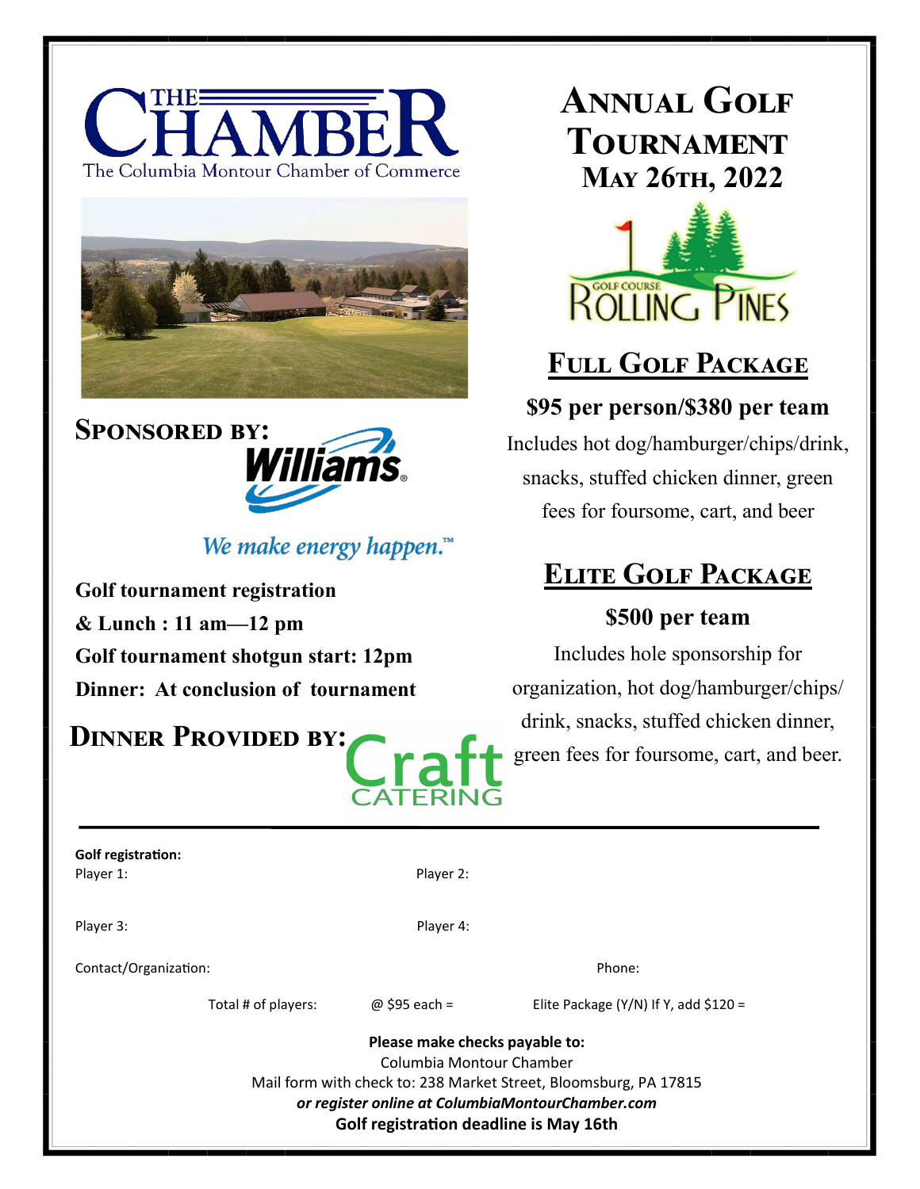# THE CHAMBER

The Columbia Montour Chamber of Commerce

# Annual Golf Tournament

## May 26th, 2022

GOLF COURSE ROLLING PINES

**Sponsored by:** Williams

*We make energy happen.™*

**Golf tournament registration & Lunch : 11 am—12 pm**

**Golf tournament shotgun start: 12pm**

**Dinner: At conclusion of tournament**

**Dinner Provided by:** Craft CATERING

## Full Golf Package

**$95 per person/$380 per team**

Includes hot dog/hamburger/chips/drink, snacks, stuffed chicken dinner, green fees for foursome, cart, and beer

## Elite Golf Package

**$500 per team**

Includes hole sponsorship for organization, hot dog/hamburger/chips/drink, snacks, stuffed chicken dinner, green fees for foursome, cart, and beer.

---

**Golf registration:**

Player 1: Player 2:

Player 3: Player 4:

Contact/Organization: Phone:

Total # of players: @ $95 each = Elite Package (Y/N) If Y, add $120 =

**Please make checks payable to:**

Columbia Montour Chamber

Mail form with check to: 238 Market Street, Bloomsburg, PA 17815

***or register online at ColumbiaMontourChamber.com***

**Golf registration deadline is May 16th**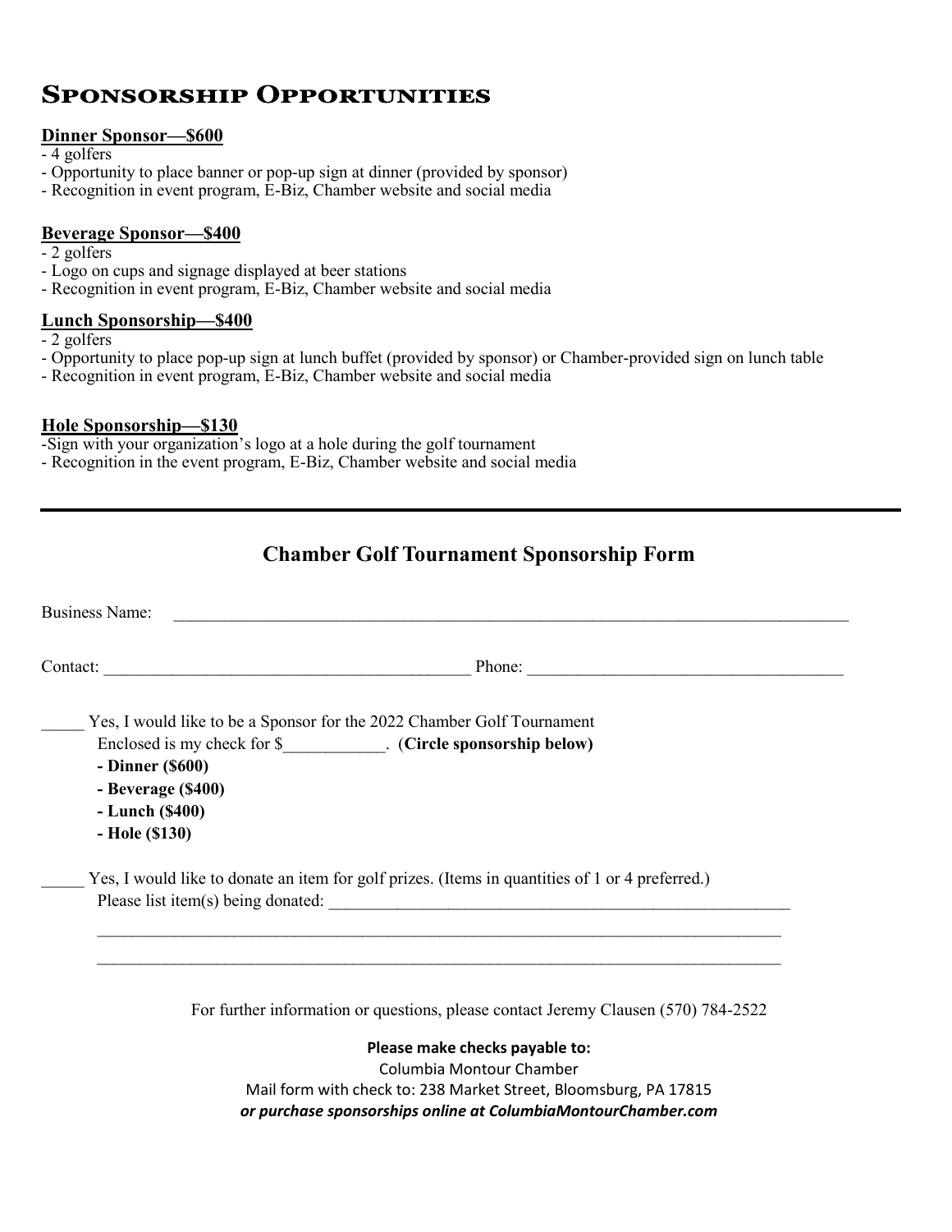# Sponsorship Opportunities

**Dinner Sponsor—$600**

- 4 golfers
- Opportunity to place banner or pop-up sign at dinner (provided by sponsor)
- Recognition in event program, E-Biz, Chamber website and social media

**Beverage Sponsor—$400**

- 2 golfers
- Logo on cups and signage displayed at beer stations
- Recognition in event program, E-Biz, Chamber website and social media

**Lunch Sponsorship—$400**

- 2 golfers
- Opportunity to place pop-up sign at lunch buffet (provided by sponsor) or Chamber-provided sign on lunch table
- Recognition in event program, E-Biz, Chamber website and social media

**Hole Sponsorship—$130**

- Sign with your organization's logo at a hole during the golf tournament
- Recognition in the event program, E-Biz, Chamber website and social media

---

## Chamber Golf Tournament Sponsorship Form

Business Name: ____________________________________________

Contact: ______________________________ Phone: ______________________________

_____ Yes, I would like to be a Sponsor for the 2022 Chamber Golf Tournament

Enclosed is my check for $___________. (**Circle sponsorship below)**

**- Dinner ($600)**

**- Beverage ($400)**

**- Lunch ($400)**

**- Hole ($130)**

_____ Yes, I would like to donate an item for golf prizes. (Items in quantities of 1 or 4 preferred.)

Please list item(s) being donated: ____________________________________________

____________________________________________

____________________________________________

For further information or questions, please contact Jeremy Clausen (570) 784-2522

**Please make checks payable to:**

Columbia Montour Chamber

Mail form with check to: 238 Market Street, Bloomsburg, PA 17815

***or purchase sponsorships online at ColumbiaMontourChamber.com***